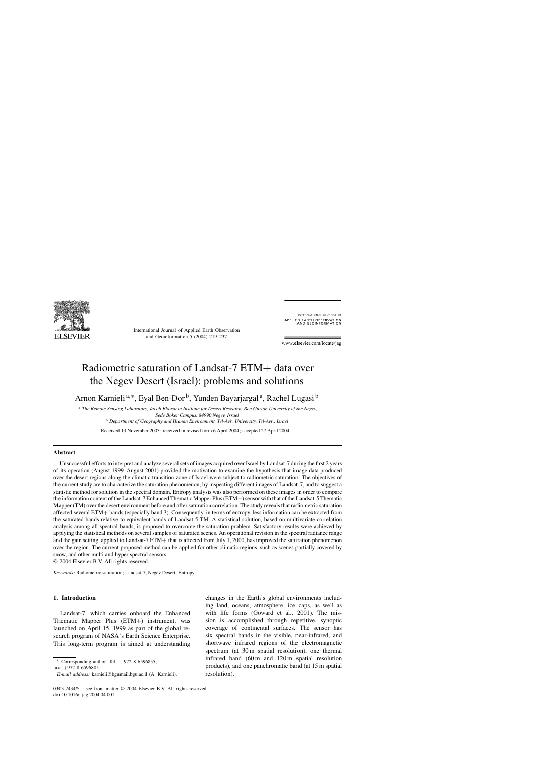# Radiometric saturation of Landsat-7 ETM+ data over the Negev Desert (Israel): problems and solutions

Arnon Karnieli [a,*], Eyal Ben-Dor [b], Yunden Bayarjargal [a], Rachel Lugasi [b]

[a] *The Remote Sensing Laboratory, Jacob Blaustein Institute for Desert Research, Ben Gurion University of the Negev, Sede Boker Campus, 84990 Negev, Israel*

[b] *Department of Geography and Human Environment, Tel-Aviv University, Tel-Aviv, Israel*

Received 13 November 2003; received in revised form 6 April 2004; accepted 27 April 2004

## Abstract

Unsuccessful efforts to interpret and analyze several sets of images acquired over Israel by Landsat-7 during the first 2 years of its operation (August 1999–August 2001) provided the motivation to examine the hypothesis that image data produced over the desert regions along the climatic transition zone of Israel were subject to radiometric saturation. The objectives of the current study are to characterize the saturation phenomenon, by inspecting different images of Landsat-7, and to suggest a statistic method for solution in the spectral domain. Entropy analysis was also performed on these images in order to compare the information content of the Landsat-7 Enhanced Thematic Mapper Plus (ETM+) sensor with that of the Landsat-5 Thematic Mapper (TM) over the desert environment before and after saturation correlation. The study reveals that radiometric saturation affected several ETM+ bands (especially band 3). Consequently, in terms of entropy, less information can be extracted from the saturated bands relative to equivalent bands of Landsat-5 TM. A statistical solution, based on multivariate correlation analysis among all spectral bands, is proposed to overcome the saturation problem. Satisfactory results were achieved by applying the statistical methods on several samples of saturated scenes. An operational revision in the spectral radiance range and the gain setting, applied to Landsat-7 ETM+ that is affected from July 1, 2000, has improved the saturation phenomenon over the region. The current proposed method can be applied for other climatic regions, such as scenes partially covered by snow, and other multi and hyper spectral sensors.

© 2004 Elsevier B.V. All rights reserved.

*Keywords:* Radiometric saturation; Landsat-7; Negev Desert; Entropy

## 1. Introduction

Landsat-7, which carries onboard the Enhanced Thematic Mapper Plus (ETM+) instrument, was launched on April 15, 1999 as part of the global research program of NASA's Earth Science Enterprise. This long-term program is aimed at understanding changes in the Earth's global environments including land, oceans, atmosphere, ice caps, as well as with life forms (Goward et al., 2001). The mission is accomplished through repetitive, synoptic coverage of continental surfaces. The sensor has six spectral bands in the visible, near-infrared, and shortwave infrared regions of the electromagnetic spectrum (at 30 m spatial resolution), one thermal infrared band (60 m and 120 m spatial resolution products), and one panchromatic band (at 15 m spatial resolution).

* Corresponding author. Tel.: +972 8 6596855; fax: +972 8 6596805.
*E-mail address:* karnieli@bgumail.bgu.ac.il (A. Karnieli).

0303-2434/$ – see front matter © 2004 Elsevier B.V. All rights reserved.
doi:10.1016/j.jag.2004.04.001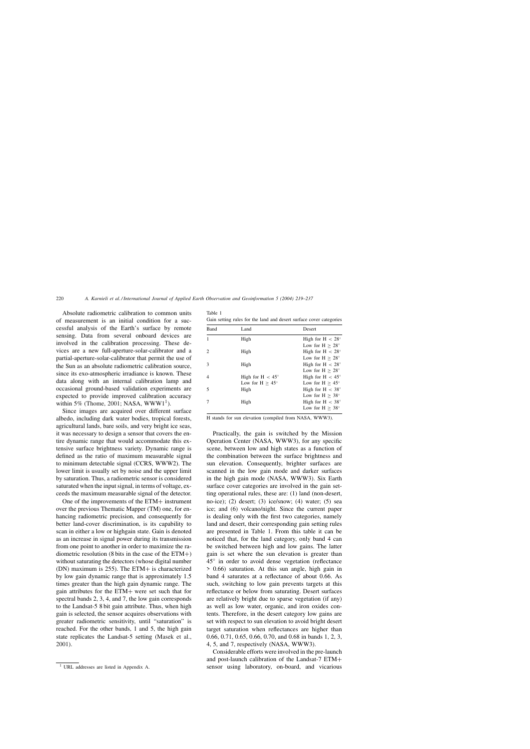Absolute radiometric calibration to common units of measurement is an initial condition for a successful analysis of the Earth's surface by remote sensing. Data from several onboard devices are involved in the calibration processing. These devices are a new full-aperture-solar-calibrator and a partial-aperture-solar-calibrator that permit the use of the Sun as an absolute radiometric calibration source, since its exo-atmospheric irradiance is known. These data along with an internal calibration lamp and occasional ground-based validation experiments are expected to provide improved calibration accuracy within 5% (Thome, 2001; NASA, WWW1[1]).

Since images are acquired over different surface albedo, including dark water bodies, tropical forests, agricultural lands, bare soils, and very bright ice seas, it was necessary to design a sensor that covers the entire dynamic range that would accommodate this extensive surface brightness variety. Dynamic range is defined as the ratio of maximum measurable signal to minimum detectable signal (CCRS, WWW2). The lower limit is usually set by noise and the upper limit by saturation. Thus, a radiometric sensor is considered saturated when the input signal, in terms of voltage, exceeds the maximum measurable signal of the detector.

One of the improvements of the ETM+ instrument over the previous Thematic Mapper (TM) one, for enhancing radiometric precision, and consequently for better land-cover discrimination, is its capability to scan in either a low or highgain state. Gain is denoted as an increase in signal power during its transmission from one point to another in order to maximize the radiometric resolution (8 bits in the case of the ETM+) without saturating the detectors (whose digital number (DN) maximum is 255). The ETM+ is characterized by low gain dynamic range that is approximately 1.5 times greater than the high gain dynamic range. The gain attributes for the ETM+ were set such that for spectral bands 2, 3, 4, and 7, the low gain corresponds to the Landsat-5 8 bit gain attribute. Thus, when high gain is selected, the sensor acquires observations with greater radiometric sensitivity, until "saturation" is reached. For the other bands, 1 and 5, the high gain state replicates the Landsat-5 setting (Masek et al., 2001).

[1] URL addresses are listed in Appendix A.

Table 1
Gain setting rules for the land and desert surface cover categories

| Band | Land | Desert |
|---|---|---|
| 1 | High | High for $H < 28^{\circ}$<br>Low for $H \geq 28^{\circ}$ |
| 2 | High | High for $H < 28^{\circ}$<br>Low for $H \geq 28^{\circ}$ |
| 3 | High | High for $H < 28^{\circ}$<br>Low for $H \geq 28^{\circ}$ |
| 4 | High for $H < 45^{\circ}$<br>Low for $H \geq 45^{\circ}$ | High for $H < 45^{\circ}$<br>Low for $H \geq 45^{\circ}$ |
| 5 | High | High for $H < 38^{\circ}$<br>Low for $H \geq 38^{\circ}$ |
| 7 | High | High for $H < 38^{\circ}$<br>Low for $H \geq 38^{\circ}$ |

H stands for sun elevation (compiled from NASA, WWW3).

Practically, the gain is switched by the Mission Operation Center (NASA, WWW3), for any specific scene, between low and high states as a function of the combination between the surface brightness and sun elevation. Consequently, brighter surfaces are scanned in the low gain mode and darker surfaces in the high gain mode (NASA, WWW3). Six Earth surface cover categories are involved in the gain setting operational rules, these are: (1) land (non-desert, no-ice); (2) desert; (3) ice/snow; (4) water; (5) sea ice; and (6) volcano/night. Since the current paper is dealing only with the first two categories, namely land and desert, their corresponding gain setting rules are presented in Table 1. From this table it can be noticed that, for the land category, only band 4 can be switched between high and low gains. The latter gain is set where the sun elevation is greater than $45^{\circ}$ in order to avoid dense vegetation (reflectance $> 0.66$) saturation. At this sun angle, high gain in band 4 saturates at a reflectance of about 0.66. As such, switching to low gain prevents targets at this reflectance or below from saturating. Desert surfaces are relatively bright due to sparse vegetation (if any) as well as low water, organic, and iron oxides contents. Therefore, in the desert category low gains are set with respect to sun elevation to avoid bright desert target saturation when reflectances are higher than 0.66, 0.71, 0.65, 0.66, 0.70, and 0.68 in bands 1, 2, 3, 4, 5, and 7, respectively (NASA, WWW3).

Considerable efforts were involved in the pre-launch and post-launch calibration of the Landsat-7 ETM+ sensor using laboratory, on-board, and vicarious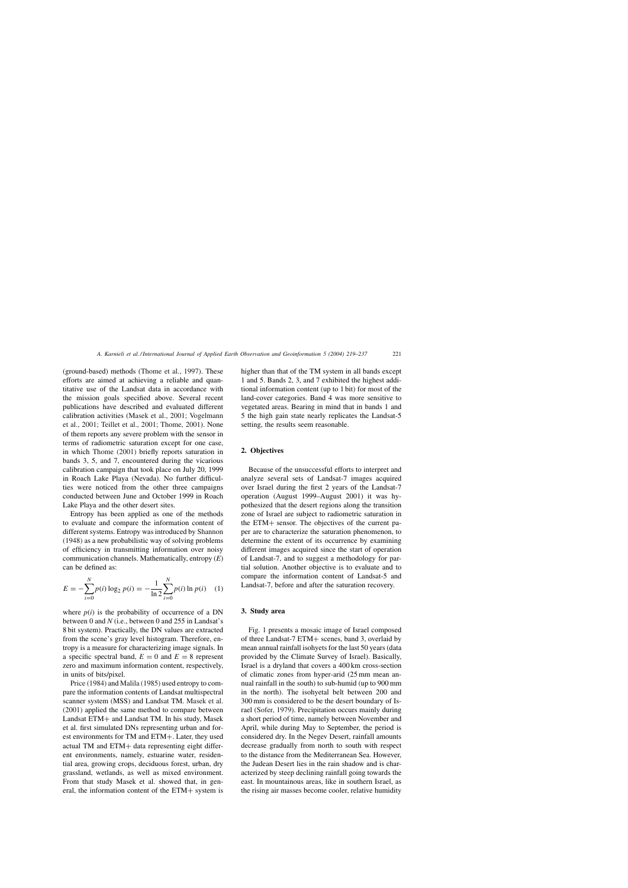(ground-based) methods (Thome et al., 1997). These efforts are aimed at achieving a reliable and quantitative use of the Landsat data in accordance with the mission goals specified above. Several recent publications have described and evaluated different calibration activities (Masek et al., 2001; Vogelmann et al., 2001; Teillet et al., 2001; Thome, 2001). None of them reports any severe problem with the sensor in terms of radiometric saturation except for one case, in which Thome (2001) briefly reports saturation in bands 3, 5, and 7, encountered during the vicarious calibration campaign that took place on July 20, 1999 in Roach Lake Playa (Nevada). No further difficulties were noticed from the other three campaigns conducted between June and October 1999 in Roach Lake Playa and the other desert sites.

Entropy has been applied as one of the methods to evaluate and compare the information content of different systems. Entropy was introduced by Shannon (1948) as a new probabilistic way of solving problems of efficiency in transmitting information over noisy communication channels. Mathematically, entropy ($E$) can be defined as:

$$E = -\sum_{i=0}^{N} p(i) \log_2 p(i) = -\frac{1}{\ln 2} \sum_{i=0}^{N} p(i) \ln p(i) \quad (1)$$

where $p(i)$ is the probability of occurrence of a DN between 0 and $N$ (i.e., between 0 and 255 in Landsat's 8 bit system). Practically, the DN values are extracted from the scene's gray level histogram. Therefore, entropy is a measure for characterizing image signals. In a specific spectral band, $E = 0$ and $E = 8$ represent zero and maximum information content, respectively, in units of bits/pixel.

Price (1984) and Malila (1985) used entropy to compare the information contents of Landsat multispectral scanner system (MSS) and Landsat TM. Masek et al. (2001) applied the same method to compare between Landsat ETM+ and Landsat TM. In his study, Masek et al. first simulated DNs representing urban and forest environments for TM and ETM+. Later, they used actual TM and ETM+ data representing eight different environments, namely, estuarine water, residential area, growing crops, deciduous forest, urban, dry grassland, wetlands, as well as mixed environment. From that study Masek et al. showed that, in general, the information content of the ETM+ system is higher than that of the TM system in all bands except 1 and 5. Bands 2, 3, and 7 exhibited the highest additional information content (up to 1 bit) for most of the land-cover categories. Band 4 was more sensitive to vegetated areas. Bearing in mind that in bands 1 and 5 the high gain state nearly replicates the Landsat-5 setting, the results seem reasonable.

## 2. Objectives

Because of the unsuccessful efforts to interpret and analyze several sets of Landsat-7 images acquired over Israel during the first 2 years of the Landsat-7 operation (August 1999–August 2001) it was hypothesized that the desert regions along the transition zone of Israel are subject to radiometric saturation in the ETM+ sensor. The objectives of the current paper are to characterize the saturation phenomenon, to determine the extent of its occurrence by examining different images acquired since the start of operation of Landsat-7, and to suggest a methodology for partial solution. Another objective is to evaluate and to compare the information content of Landsat-5 and Landsat-7, before and after the saturation recovery.

## 3. Study area

Fig. 1 presents a mosaic image of Israel composed of three Landsat-7 ETM+ scenes, band 3, overlaid by mean annual rainfall isohyets for the last 50 years (data provided by the Climate Survey of Israel). Basically, Israel is a dryland that covers a 400 km cross-section of climatic zones from hyper-arid (25 mm mean annual rainfall in the south) to sub-humid (up to 900 mm in the north). The isohyetal belt between 200 and 300 mm is considered to be the desert boundary of Israel (Sofer, 1979). Precipitation occurs mainly during a short period of time, namely between November and April, while during May to September, the period is considered dry. In the Negev Desert, rainfall amounts decrease gradually from north to south with respect to the distance from the Mediterranean Sea. However, the Judean Desert lies in the rain shadow and is characterized by steep declining rainfall going towards the east. In mountainous areas, like in southern Israel, as the rising air masses become cooler, relative humidity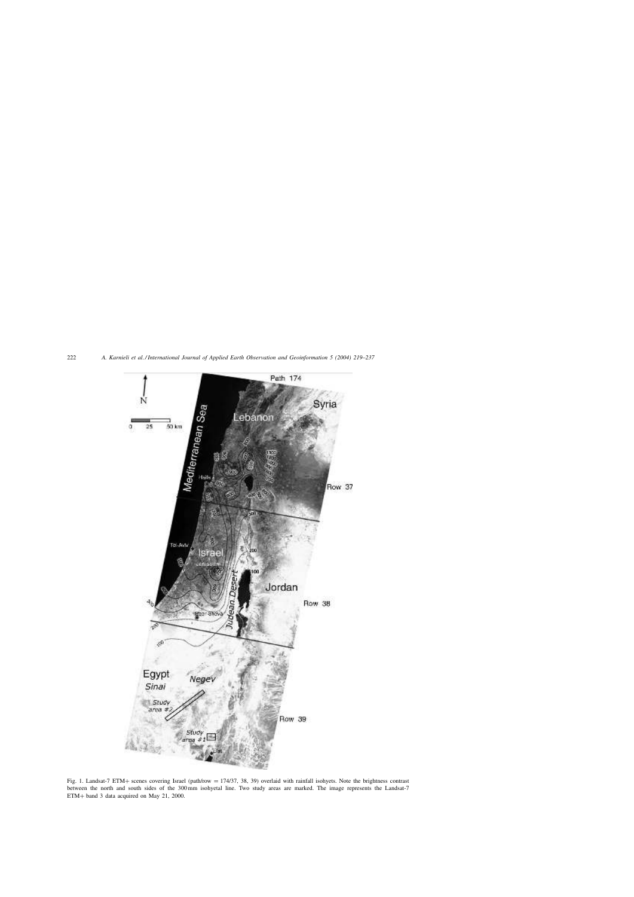Fig. 1. Landsat-7 ETM+ scenes covering Israel (path/row = 174/37, 38, 39) overlaid with rainfall isohyets. Note the brightness contrast between the north and south sides of the 300 mm isohyetal line. Two study areas are marked. The image represents the Landsat-7 ETM+ band 3 data acquired on May 21, 2000.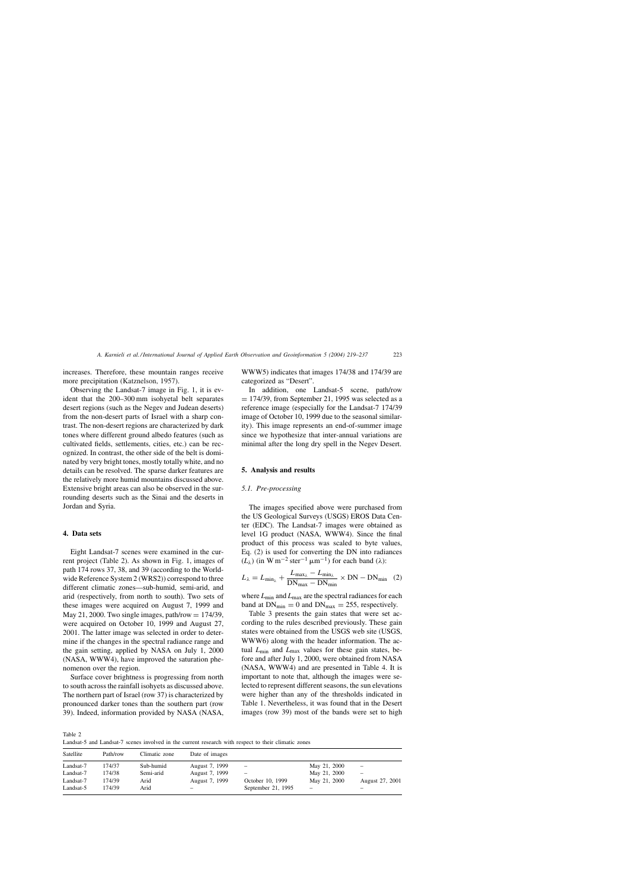increases. Therefore, these mountain ranges receive more precipitation (Katznelson, 1957).

Observing the Landsat-7 image in Fig. 1, it is evident that the 200–300 mm isohyetal belt separates desert regions (such as the Negev and Judean deserts) from the non-desert parts of Israel with a sharp contrast. The non-desert regions are characterized by dark tones where different ground albedo features (such as cultivated fields, settlements, cities, etc.) can be recognized. In contrast, the other side of the belt is dominated by very bright tones, mostly totally white, and no details can be resolved. The sparse darker features are the relatively more humid mountains discussed above. Extensive bright areas can also be observed in the surrounding deserts such as the Sinai and the deserts in Jordan and Syria.

## 4. Data sets

Eight Landsat-7 scenes were examined in the current project (Table 2). As shown in Fig. 1, images of path 174 rows 37, 38, and 39 (according to the World-wide Reference System 2 (WRS2)) correspond to three different climatic zones—sub-humid, semi-arid, and arid (respectively, from north to south). Two sets of these images were acquired on August 7, 1999 and May 21, 2000. Two single images, path/row = 174/39, were acquired on October 10, 1999 and August 27, 2001. The latter image was selected in order to determine if the changes in the spectral radiance range and the gain setting, applied by NASA on July 1, 2000 (NASA, WWW4), have improved the saturation phenomenon over the region.

Surface cover brightness is progressing from north to south across the rainfall isohyets as discussed above. The northern part of Israel (row 37) is characterized by pronounced darker tones than the southern part (row 39). Indeed, information provided by NASA (NASA, WWW5) indicates that images 174/38 and 174/39 are categorized as "Desert".

In addition, one Landsat-5 scene, path/row = 174/39, from September 21, 1995 was selected as a reference image (especially for the Landsat-7 174/39 image of October 10, 1999 due to the seasonal similarity). This image represents an end-of-summer image since we hypothesize that inter-annual variations are minimal after the long dry spell in the Negev Desert.

## 5. Analysis and results

### 5.1. Pre-processing

The images specified above were purchased from the US Geological Surveys (USGS) EROS Data Center (EDC). The Landsat-7 images were obtained as level 1G product (NASA, WWW4). Since the final product of this process was scaled to byte values, Eq. (2) is used for converting the DN into radiances ($L_\lambda$) (in W m$^{-2}$ ster$^{-1}$ μm$^{-1}$) for each band ($\lambda$):

$$L_\lambda = L_{\min_\lambda} + \frac{L_{\max_\lambda} - L_{\min_\lambda}}{\mathrm{DN}_{\max} - \mathrm{DN}_{\min}} \times \mathrm{DN} - \mathrm{DN}_{\min} \quad (2)$$

where $L_{\min}$ and $L_{\max}$ are the spectral radiances for each band at $\mathrm{DN}_{\min} = 0$ and $\mathrm{DN}_{\max} = 255$, respectively.

Table 3 presents the gain states that were set according to the rules described previously. These gain states were obtained from the USGS web site (USGS, WWW6) along with the header information. The actual $L_{\min}$ and $L_{\max}$ values for these gain states, before and after July 1, 2000, were obtained from NASA (NASA, WWW4) and are presented in Table 4. It is important to note that, although the images were selected to represent different seasons, the sun elevations were higher than any of the thresholds indicated in Table 1. Nevertheless, it was found that in the Desert images (row 39) most of the bands were set to high

Table 2
Landsat-5 and Landsat-7 scenes involved in the current research with respect to their climatic zones

| Satellite | Path/row | Climatic zone | Date of images | | | |
|---|---|---|---|---|---|---|
| Landsat-7 | 174/37 | Sub-humid | August 7, 1999 | – | May 21, 2000 | – |
| Landsat-7 | 174/38 | Semi-arid | August 7, 1999 | – | May 21, 2000 | – |
| Landsat-7 | 174/39 | Arid | August 7, 1999 | October 10, 1999 | May 21, 2000 | August 27, 2001 |
| Landsat-5 | 174/39 | Arid | – | September 21, 1995 | – | – |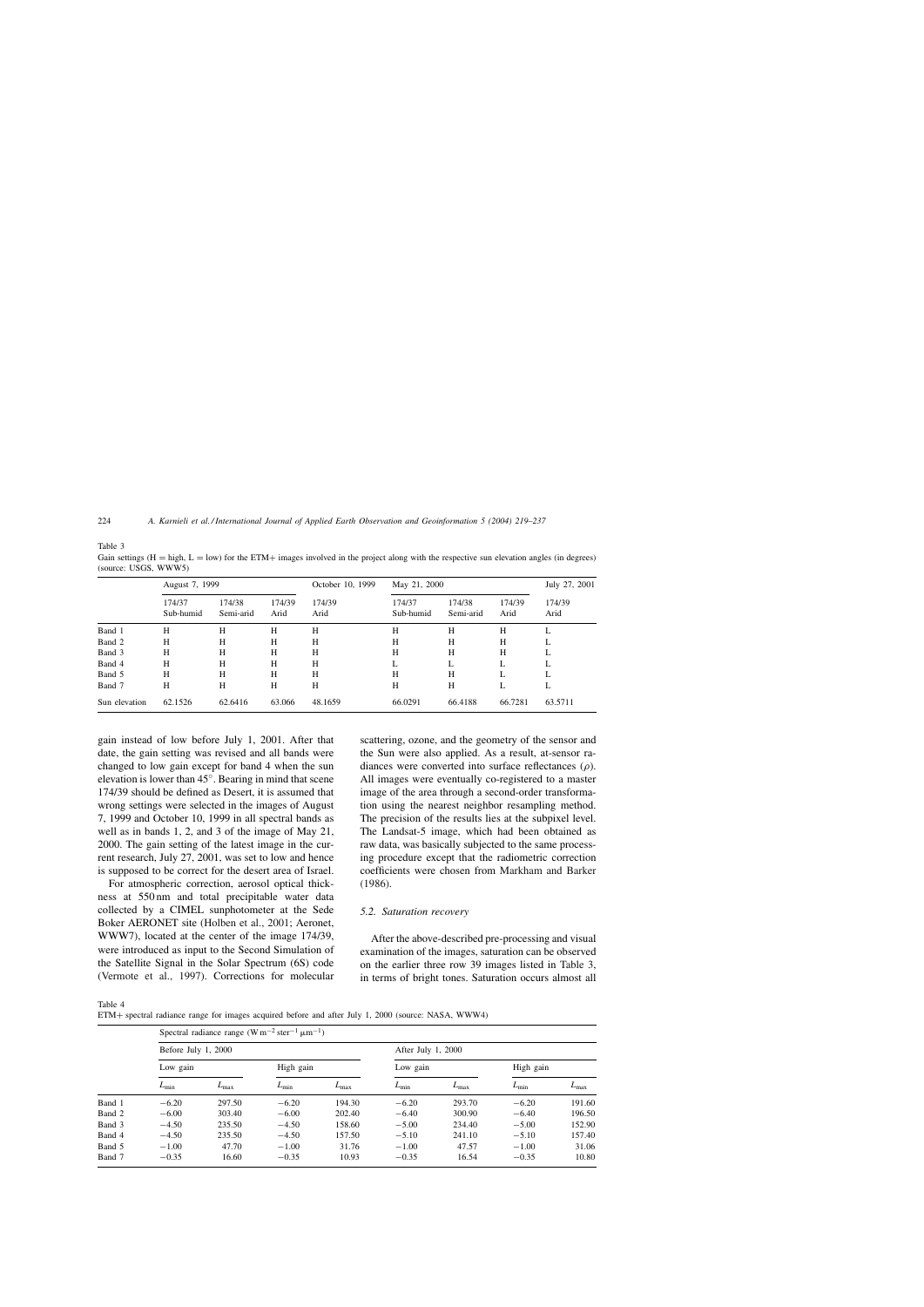Table 3
Gain settings (H = high, L = low) for the ETM+ images involved in the project along with the respective sun elevation angles (in degrees) (source: USGS, WWW5)

| | August 7, 1999 | | | October 10, 1999 | May 21, 2000 | | | July 27, 2001 |
|---|---|---|---|---|---|---|---|---|
| | 174/37 Sub-humid | 174/38 Semi-arid | 174/39 Arid | 174/39 Arid | 174/37 Sub-humid | 174/38 Semi-arid | 174/39 Arid | 174/39 Arid |
| Band 1 | H | H | H | H | H | H | H | L |
| Band 2 | H | H | H | H | H | H | H | L |
| Band 3 | H | H | H | H | H | H | H | L |
| Band 4 | H | H | H | H | L | L | L | L |
| Band 5 | H | H | H | H | H | H | L | L |
| Band 7 | H | H | H | H | H | H | L | L |
| Sun elevation | 62.1526 | 62.6416 | 63.066 | 48.1659 | 66.0291 | 66.4188 | 66.7281 | 63.5711 |

gain instead of low before July 1, 2001. After that date, the gain setting was revised and all bands were changed to low gain except for band 4 when the sun elevation is lower than 45°. Bearing in mind that scene 174/39 should be defined as Desert, it is assumed that wrong settings were selected in the images of August 7, 1999 and October 10, 1999 in all spectral bands as well as in bands 1, 2, and 3 of the image of May 21, 2000. The gain setting of the latest image in the current research, July 27, 2001, was set to low and hence is supposed to be correct for the desert area of Israel.

For atmospheric correction, aerosol optical thickness at 550 nm and total precipitable water data collected by a CIMEL sunphotometer at the Sede Boker AERONET site (Holben et al., 2001; Aeronet, WWW7), located at the center of the image 174/39, were introduced as input to the Second Simulation of the Satellite Signal in the Solar Spectrum (6S) code (Vermote et al., 1997). Corrections for molecular scattering, ozone, and the geometry of the sensor and the Sun were also applied. As a result, at-sensor radiances were converted into surface reflectances ($\rho$). All images were eventually co-registered to a master image of the area through a second-order transformation using the nearest neighbor resampling method. The precision of the results lies at the subpixel level. The Landsat-5 image, which had been obtained as raw data, was basically subjected to the same processing procedure except that the radiometric correction coefficients were chosen from Markham and Barker (1986).

### 5.2. Saturation recovery

After the above-described pre-processing and visual examination of the images, saturation can be observed on the earlier three row 39 images listed in Table 3, in terms of bright tones. Saturation occurs almost all

Table 4
ETM+ spectral radiance range for images acquired before and after July 1, 2000 (source: NASA, WWW4)

| | Spectral radiance range (W m$^{-2}$ ster$^{-1}$ μm$^{-1}$) | | | | | | | |
|---|---|---|---|---|---|---|---|---|
| | Before July 1, 2000 | | | | After July 1, 2000 | | | |
| | Low gain | | High gain | | Low gain | | High gain | |
| | $L_{\min}$ | $L_{\max}$ | $L_{\min}$ | $L_{\max}$ | $L_{\min}$ | $L_{\max}$ | $L_{\min}$ | $L_{\max}$ |
| Band 1 | −6.20 | 297.50 | −6.20 | 194.30 | −6.20 | 293.70 | −6.20 | 191.60 |
| Band 2 | −6.00 | 303.40 | −6.00 | 202.40 | −6.40 | 300.90 | −6.40 | 196.50 |
| Band 3 | −4.50 | 235.50 | −4.50 | 158.60 | −5.00 | 234.40 | −5.00 | 152.90 |
| Band 4 | −4.50 | 235.50 | −4.50 | 157.50 | −5.10 | 241.10 | −5.10 | 157.40 |
| Band 5 | −1.00 | 47.70 | −1.00 | 31.76 | −1.00 | 47.57 | −1.00 | 31.06 |
| Band 7 | −0.35 | 16.60 | −0.35 | 10.93 | −0.35 | 16.54 | −0.35 | 10.80 |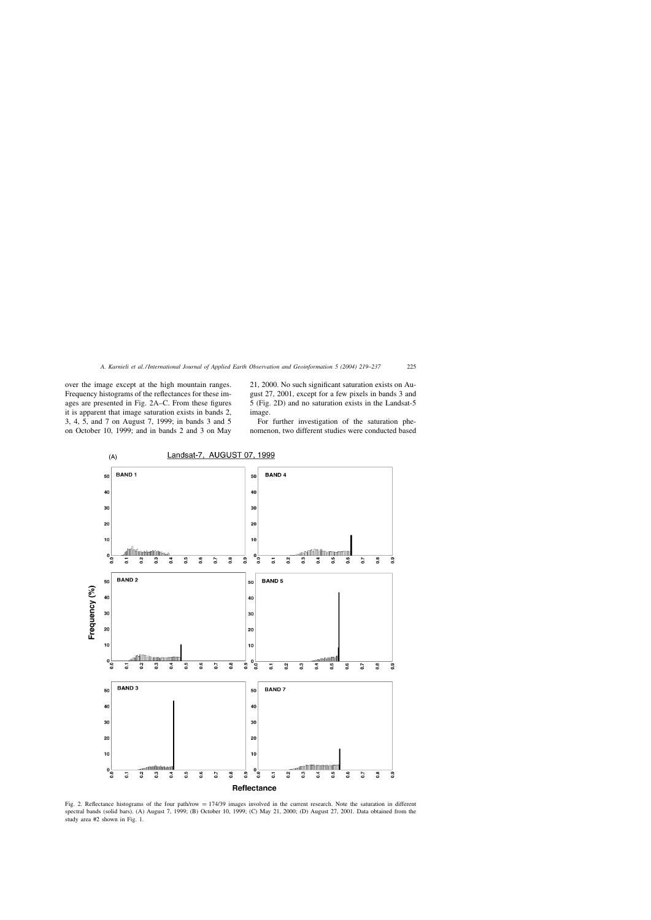over the image except at the high mountain ranges. Frequency histograms of the reflectances for these images are presented in Fig. 2A–C. From these figures it is apparent that image saturation exists in bands 2, 3, 4, 5, and 7 on August 7, 1999; in bands 3 and 5 on October 10, 1999; and in bands 2 and 3 on May 21, 2000. No such significant saturation exists on August 27, 2001, except for a few pixels in bands 3 and 5 (Fig. 2D) and no saturation exists in the Landsat-5 image.

For further investigation of the saturation phenomenon, two different studies were conducted based

Fig. 2. Reflectance histograms of the four path/row = 174/39 images involved in the current research. Note the saturation in different spectral bands (solid bars). (A) August 7, 1999; (B) October 10, 1999; (C) May 21, 2000; (D) August 27, 2001. Data obtained from the study area #2 shown in Fig. 1.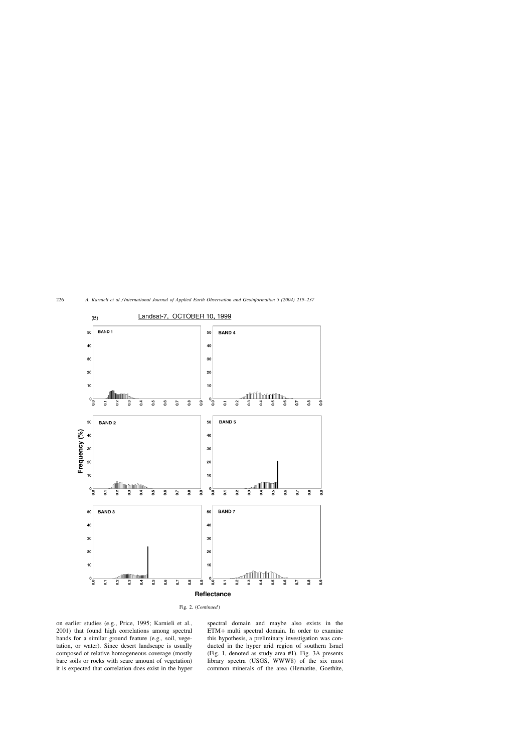Fig. 2. (*Continued*)

on earlier studies (e.g., Price, 1995; Karnieli et al., 2001) that found high correlations among spectral bands for a similar ground feature (e.g., soil, vegetation, or water). Since desert landscape is usually composed of relative homogeneous coverage (mostly bare soils or rocks with scare amount of vegetation) it is expected that correlation does exist in the hyper spectral domain and maybe also exists in the ETM+ multi spectral domain. In order to examine this hypothesis, a preliminary investigation was conducted in the hyper arid region of southern Israel (Fig. 1, denoted as study area #1). Fig. 3A presents library spectra (USGS, WWW8) of the six most common minerals of the area (Hematite, Goethite,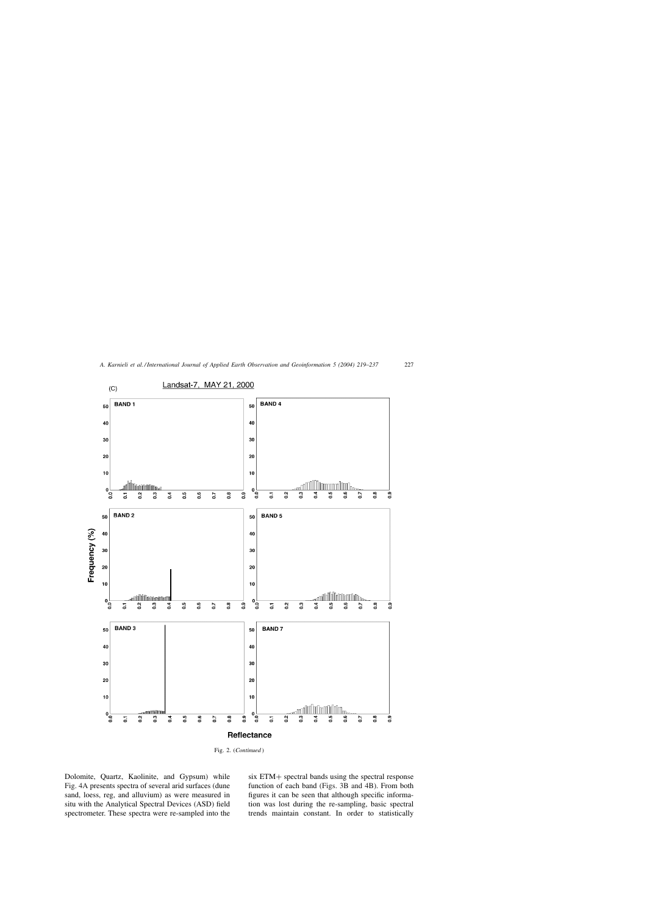Fig. 2. (*Continued*)

Dolomite, Quartz, Kaolinite, and Gypsum) while Fig. 4A presents spectra of several arid surfaces (dune sand, loess, reg, and alluvium) as were measured in situ with the Analytical Spectral Devices (ASD) field spectrometer. These spectra were re-sampled into the six ETM+ spectral bands using the spectral response function of each band (Figs. 3B and 4B). From both figures it can be seen that although specific information was lost during the re-sampling, basic spectral trends maintain constant. In order to statistically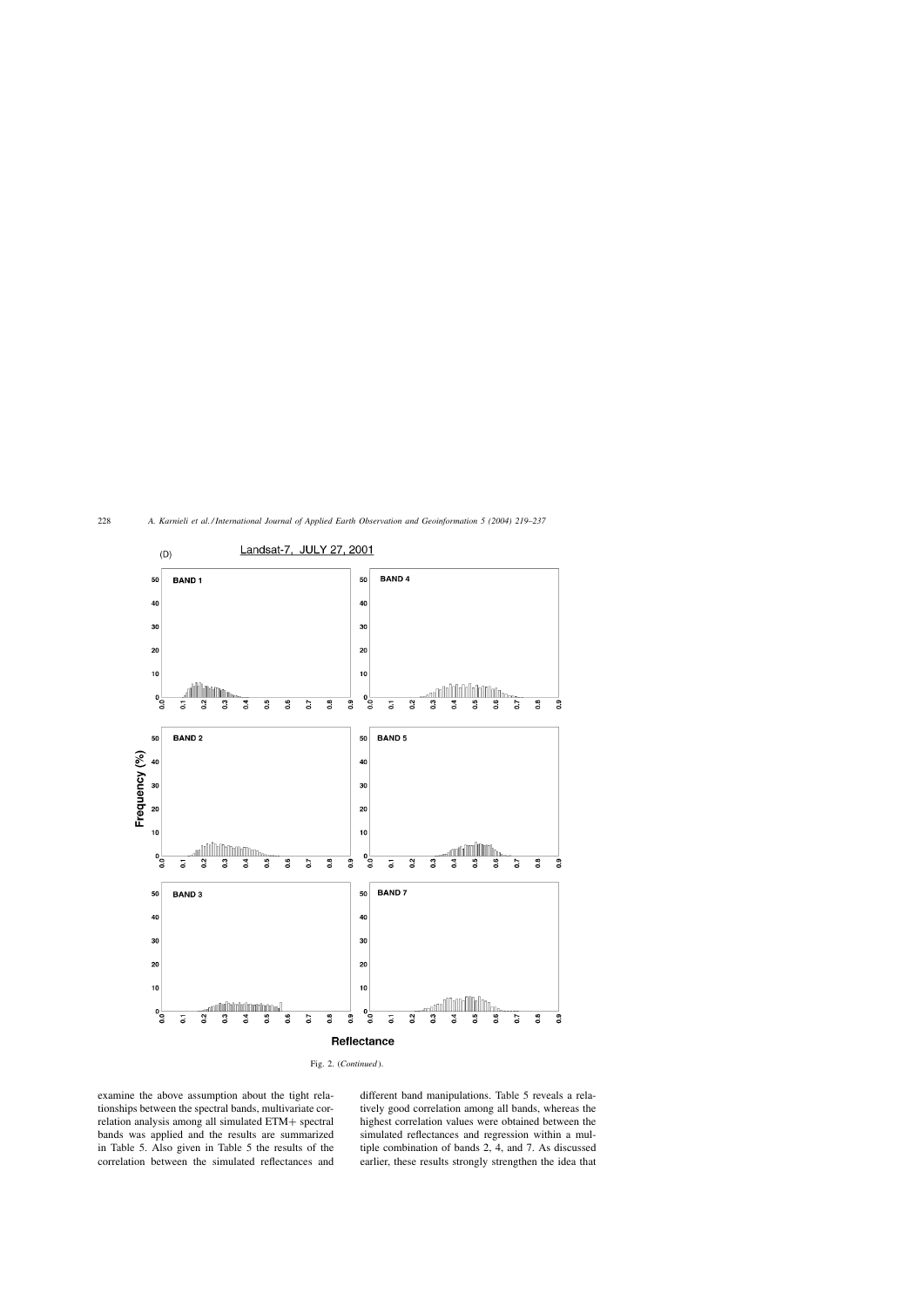Fig. 2. (*Continued*).

examine the above assumption about the tight relationships between the spectral bands, multivariate correlation analysis among all simulated ETM+ spectral bands was applied and the results are summarized in Table 5. Also given in Table 5 the results of the correlation between the simulated reflectances and different band manipulations. Table 5 reveals a relatively good correlation among all bands, whereas the highest correlation values were obtained between the simulated reflectances and regression within a multiple combination of bands 2, 4, and 7. As discussed earlier, these results strongly strengthen the idea that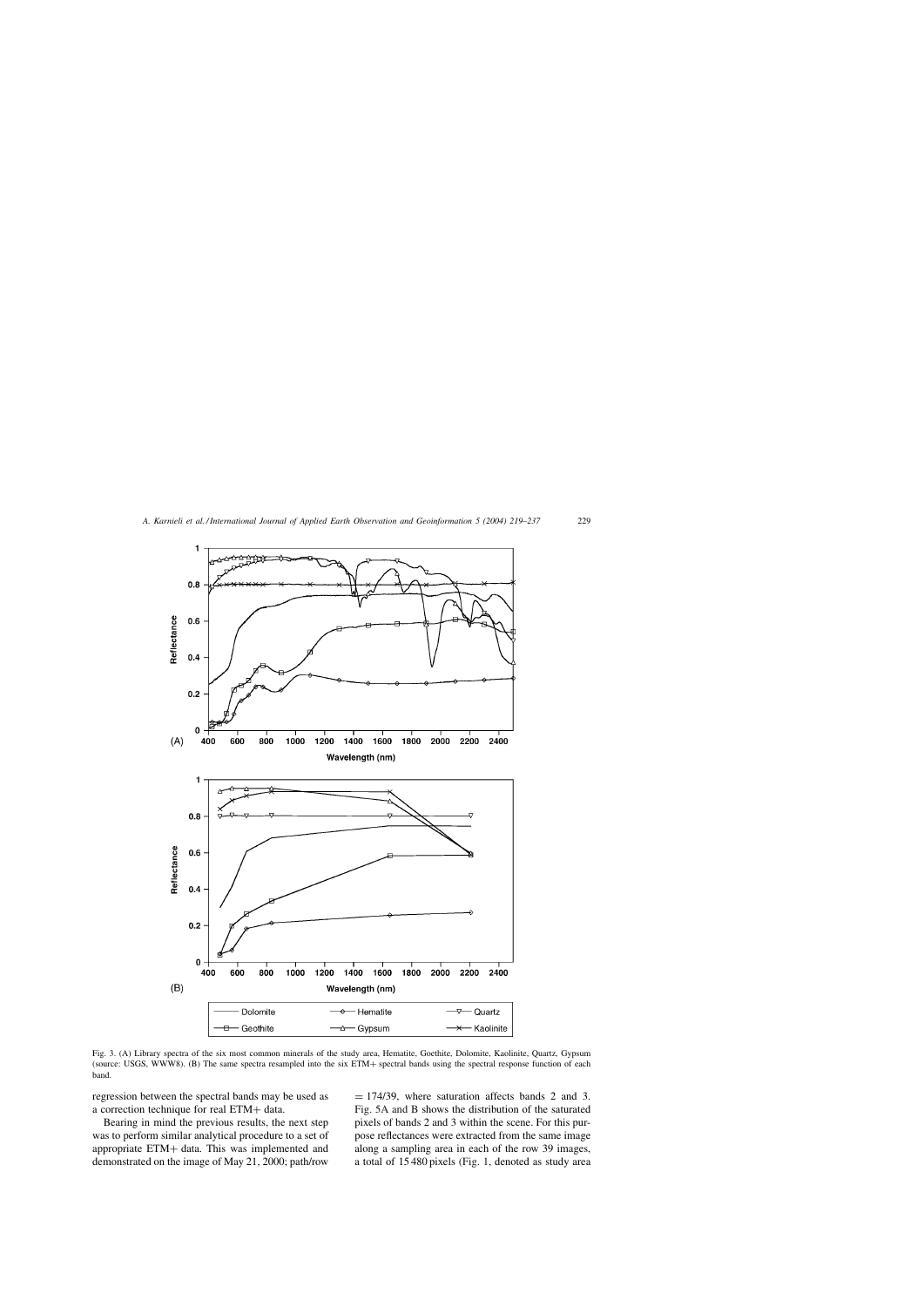Fig. 3. (A) Library spectra of the six most common minerals of the study area, Hematite, Goethite, Dolomite, Kaolinite, Quartz, Gypsum (source: USGS, WWW8). (B) The same spectra resampled into the six ETM+ spectral bands using the spectral response function of each band.

regression between the spectral bands may be used as a correction technique for real ETM+ data.

Bearing in mind the previous results, the next step was to perform similar analytical procedure to a set of appropriate ETM+ data. This was implemented and demonstrated on the image of May 21, 2000; path/row $= 174/39$, where saturation affects bands 2 and 3. Fig. 5A and B shows the distribution of the saturated pixels of bands 2 and 3 within the scene. For this purpose reflectances were extracted from the same image along a sampling area in each of the row 39 images, a total of 15 480 pixels (Fig. 1, denoted as study area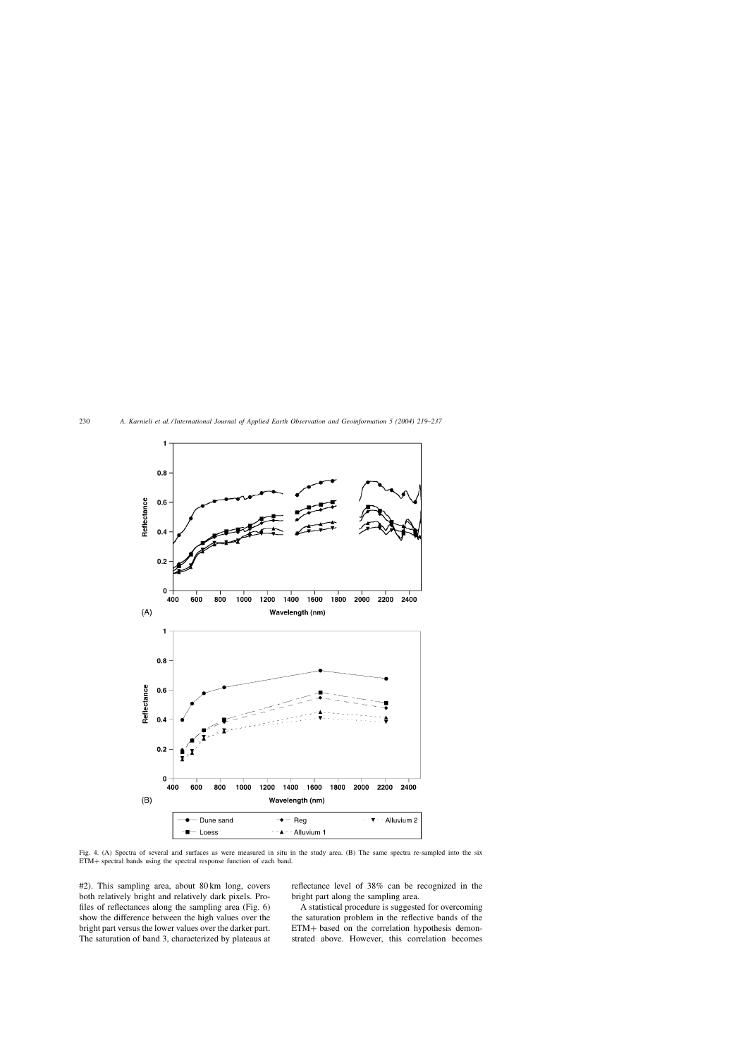Fig. 4. (A) Spectra of several arid surfaces as were measured in situ in the study area. (B) The same spectra re-sampled into the six ETM+ spectral bands using the spectral response function of each band.

#2). This sampling area, about 80 km long, covers both relatively bright and relatively dark pixels. Profiles of reflectances along the sampling area (Fig. 6) show the difference between the high values over the bright part versus the lower values over the darker part. The saturation of band 3, characterized by plateaus at reflectance level of 38% can be recognized in the bright part along the sampling area.

A statistical procedure is suggested for overcoming the saturation problem in the reflective bands of the ETM+ based on the correlation hypothesis demonstrated above. However, this correlation becomes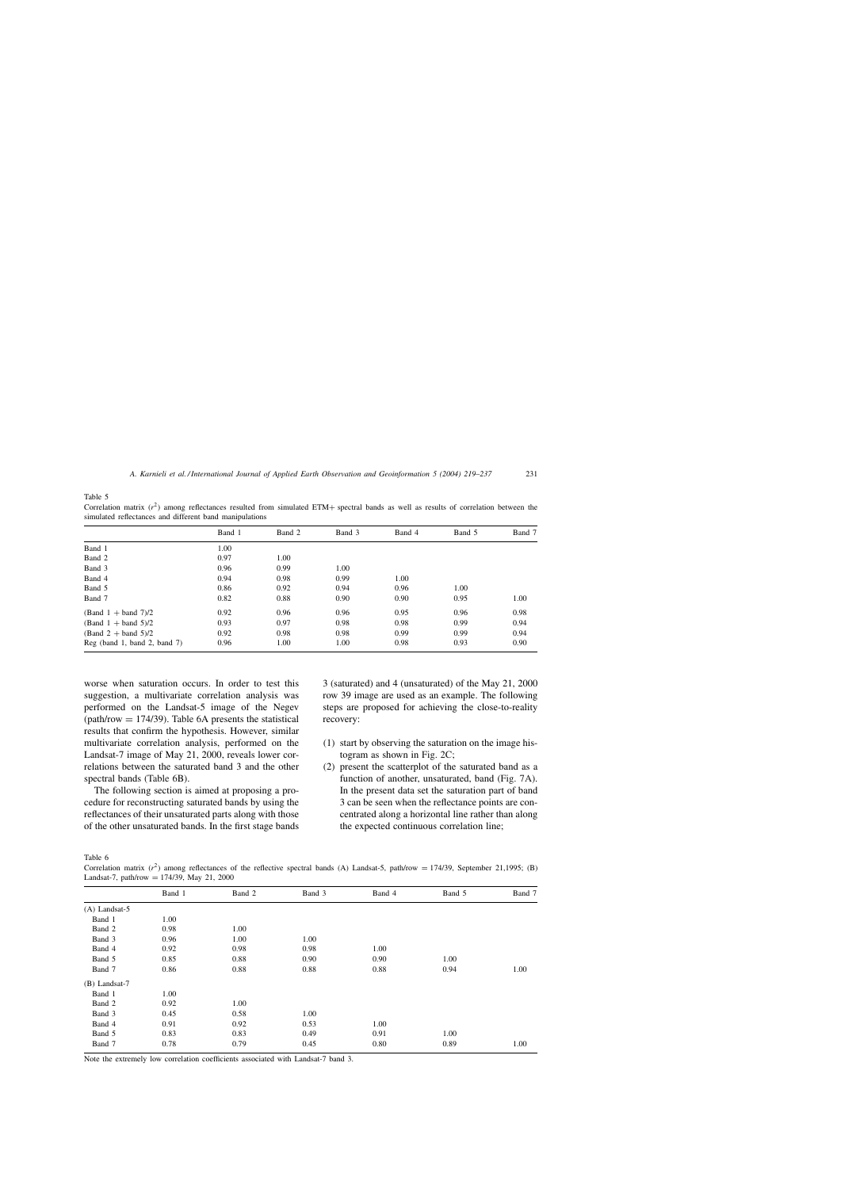Table 5
Correlation matrix ($r^2$) among reflectances resulted from simulated ETM+ spectral bands as well as results of correlation between the simulated reflectances and different band manipulations

| | Band 1 | Band 2 | Band 3 | Band 4 | Band 5 | Band 7 |
|---|---|---|---|---|---|---|
| Band 1 | 1.00 | | | | | |
| Band 2 | 0.97 | 1.00 | | | | |
| Band 3 | 0.96 | 0.99 | 1.00 | | | |
| Band 4 | 0.94 | 0.98 | 0.99 | 1.00 | | |
| Band 5 | 0.86 | 0.92 | 0.94 | 0.96 | 1.00 | |
| Band 7 | 0.82 | 0.88 | 0.90 | 0.90 | 0.95 | 1.00 |
| (Band 1 + band 7)/2 | 0.92 | 0.96 | 0.96 | 0.95 | 0.96 | 0.98 |
| (Band 1 + band 5)/2 | 0.93 | 0.97 | 0.98 | 0.98 | 0.99 | 0.94 |
| (Band 2 + band 5)/2 | 0.92 | 0.98 | 0.98 | 0.99 | 0.99 | 0.94 |
| Reg (band 1, band 2, band 7) | 0.96 | 1.00 | 1.00 | 0.98 | 0.93 | 0.90 |

worse when saturation occurs. In order to test this suggestion, a multivariate correlation analysis was performed on the Landsat-5 image of the Negev (path/row = 174/39). Table 6A presents the statistical results that confirm the hypothesis. However, similar multivariate correlation analysis, performed on the Landsat-7 image of May 21, 2000, reveals lower correlations between the saturated band 3 and the other spectral bands (Table 6B).

The following section is aimed at proposing a procedure for reconstructing saturated bands by using the reflectances of their unsaturated parts along with those of the other unsaturated bands. In the first stage bands 3 (saturated) and 4 (unsaturated) of the May 21, 2000 row 39 image are used as an example. The following steps are proposed for achieving the close-to-reality recovery:

(1) start by observing the saturation on the image histogram as shown in Fig. 2C;
(2) present the scatterplot of the saturated band as a function of another, unsaturated, band (Fig. 7A). In the present data set the saturation part of band 3 can be seen when the reflectance points are concentrated along a horizontal line rather than along the expected continuous correlation line;

Table 6
Correlation matrix ($r^2$) among reflectances of the reflective spectral bands (A) Landsat-5, path/row = 174/39, September 21,1995; (B) Landsat-7, path/row = 174/39, May 21, 2000

| | Band 1 | Band 2 | Band 3 | Band 4 | Band 5 | Band 7 |
|---|---|---|---|---|---|---|
| (A) Landsat-5 | | | | | | |
| Band 1 | 1.00 | | | | | |
| Band 2 | 0.98 | 1.00 | | | | |
| Band 3 | 0.96 | 1.00 | 1.00 | | | |
| Band 4 | 0.92 | 0.98 | 0.98 | 1.00 | | |
| Band 5 | 0.85 | 0.88 | 0.90 | 0.90 | 1.00 | |
| Band 7 | 0.86 | 0.88 | 0.88 | 0.88 | 0.94 | 1.00 |
| (B) Landsat-7 | | | | | | |
| Band 1 | 1.00 | | | | | |
| Band 2 | 0.92 | 1.00 | | | | |
| Band 3 | 0.45 | 0.58 | 1.00 | | | |
| Band 4 | 0.91 | 0.92 | 0.53 | 1.00 | | |
| Band 5 | 0.83 | 0.83 | 0.49 | 0.91 | 1.00 | |
| Band 7 | 0.78 | 0.79 | 0.45 | 0.80 | 0.89 | 1.00 |

Note the extremely low correlation coefficients associated with Landsat-7 band 3.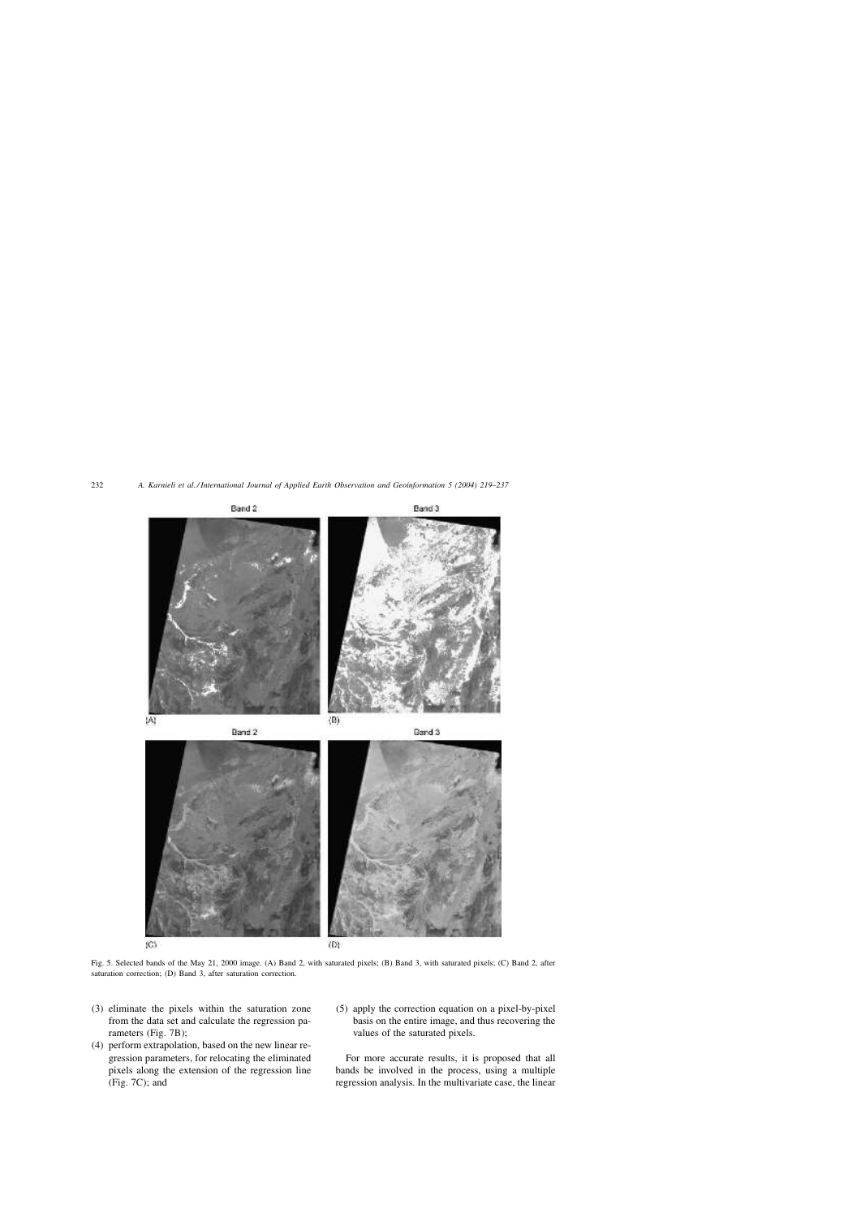Fig. 5. Selected bands of the May 21, 2000 image. (A) Band 2, with saturated pixels; (B) Band 3, with saturated pixels; (C) Band 2, after saturation correction; (D) Band 3, after saturation correction.

(3) eliminate the pixels within the saturation zone from the data set and calculate the regression parameters (Fig. 7B);
(4) perform extrapolation, based on the new linear regression parameters, for relocating the eliminated pixels along the extension of the regression line (Fig. 7C); and
(5) apply the correction equation on a pixel-by-pixel basis on the entire image, and thus recovering the values of the saturated pixels.

For more accurate results, it is proposed that all bands be involved in the process, using a multiple regression analysis. In the multivariate case, the linear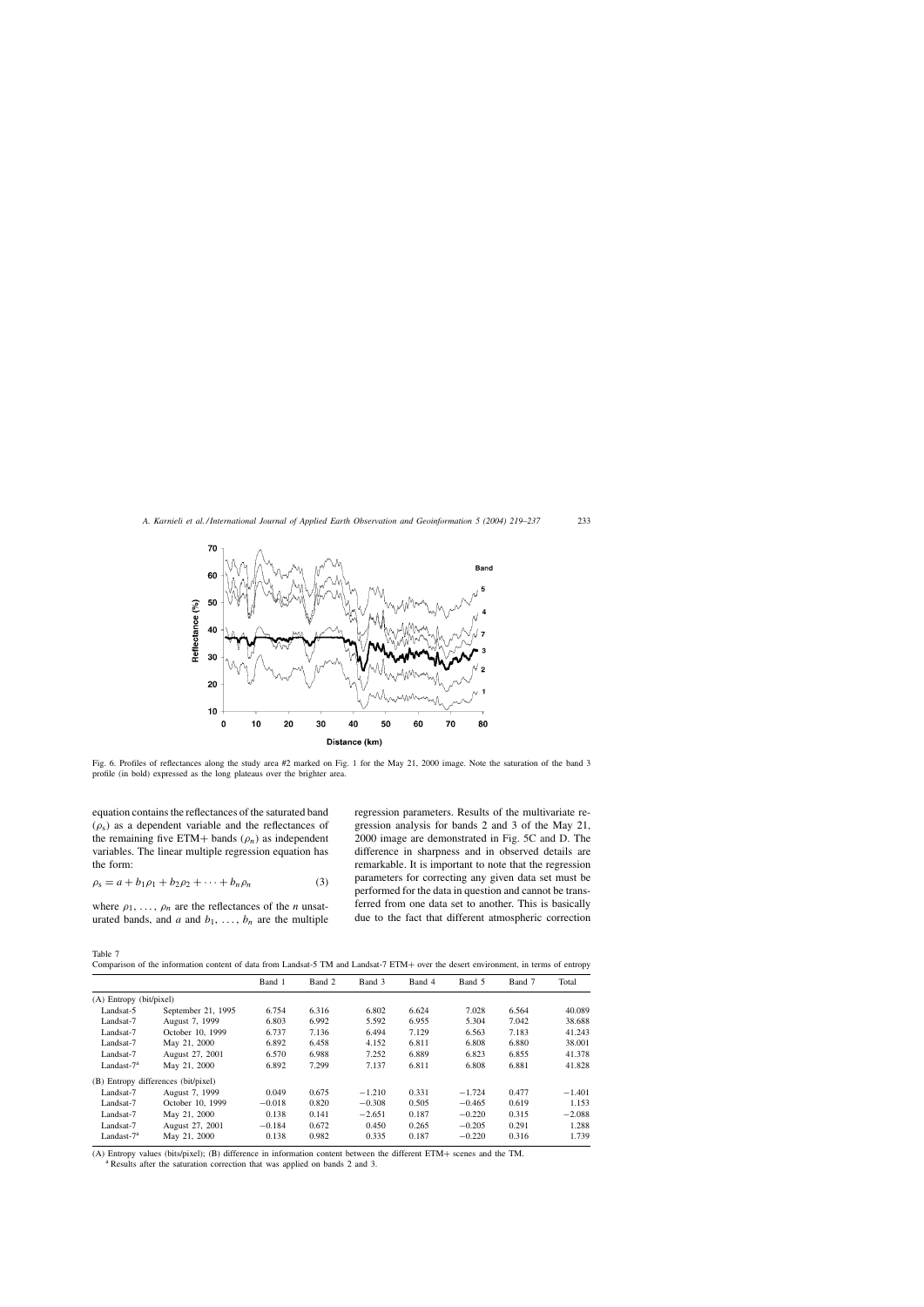Fig. 6. Profiles of reflectances along the study area #2 marked on Fig. 1 for the May 21, 2000 image. Note the saturation of the band 3 profile (in bold) expressed as the long plateaus over the brighter area.

equation contains the reflectances of the saturated band ($\rho_s$) as a dependent variable and the reflectances of the remaining five ETM+ bands ($\rho_n$) as independent variables. The linear multiple regression equation has the form:

$$\rho_s = a + b_1\rho_1 + b_2\rho_2 + \cdots + b_n\rho_n \tag{3}$$

where $\rho_1, \ldots, \rho_n$ are the reflectances of the $n$ unsaturated bands, and $a$ and $b_1, \ldots, b_n$ are the multiple regression parameters. Results of the multivariate regression analysis for bands 2 and 3 of the May 21, 2000 image are demonstrated in Fig. 5C and D. The difference in sharpness and in observed details are remarkable. It is important to note that the regression parameters for correcting any given data set must be performed for the data in question and cannot be transferred from one data set to another. This is basically due to the fact that different atmospheric correction

Table 7
Comparison of the information content of data from Landsat-5 TM and Landsat-7 ETM+ over the desert environment, in terms of entropy

| | | Band 1 | Band 2 | Band 3 | Band 4 | Band 5 | Band 7 | Total |
|---|---|---|---|---|---|---|---|---|
| (A) Entropy (bit/pixel) | | | | | | | | |
| Landsat-5 | September 21, 1995 | 6.754 | 6.316 | 6.802 | 6.624 | 7.028 | 6.564 | 40.089 |
| Landsat-7 | August 7, 1999 | 6.803 | 6.992 | 5.592 | 6.955 | 5.304 | 7.042 | 38.688 |
| Landsat-7 | October 10, 1999 | 6.737 | 7.136 | 6.494 | 7.129 | 6.563 | 7.183 | 41.243 |
| Landsat-7 | May 21, 2000 | 6.892 | 6.458 | 4.152 | 6.811 | 6.808 | 6.880 | 38.001 |
| Landsat-7 | August 27, 2001 | 6.570 | 6.988 | 7.252 | 6.889 | 6.823 | 6.855 | 41.378 |
| Landsat-7[a] | May 21, 2000 | 6.892 | 7.299 | 7.137 | 6.811 | 6.808 | 6.881 | 41.828 |
| (B) Entropy differences (bit/pixel) | | | | | | | | |
| Landsat-7 | August 7, 1999 | 0.049 | 0.675 | −1.210 | 0.331 | −1.724 | 0.477 | −1.401 |
| Landsat-7 | October 10, 1999 | −0.018 | 0.820 | −0.308 | 0.505 | −0.465 | 0.619 | 1.153 |
| Landsat-7 | May 21, 2000 | 0.138 | 0.141 | −2.651 | 0.187 | −0.220 | 0.315 | −2.088 |
| Landsat-7 | August 27, 2001 | −0.184 | 0.672 | 0.450 | 0.265 | −0.205 | 0.291 | 1.288 |
| Landsat-7[a] | May 21, 2000 | 0.138 | 0.982 | 0.335 | 0.187 | −0.220 | 0.316 | 1.739 |

(A) Entropy values (bits/pixel); (B) difference in information content between the different ETM+ scenes and the TM.
[a] Results after the saturation correction that was applied on bands 2 and 3.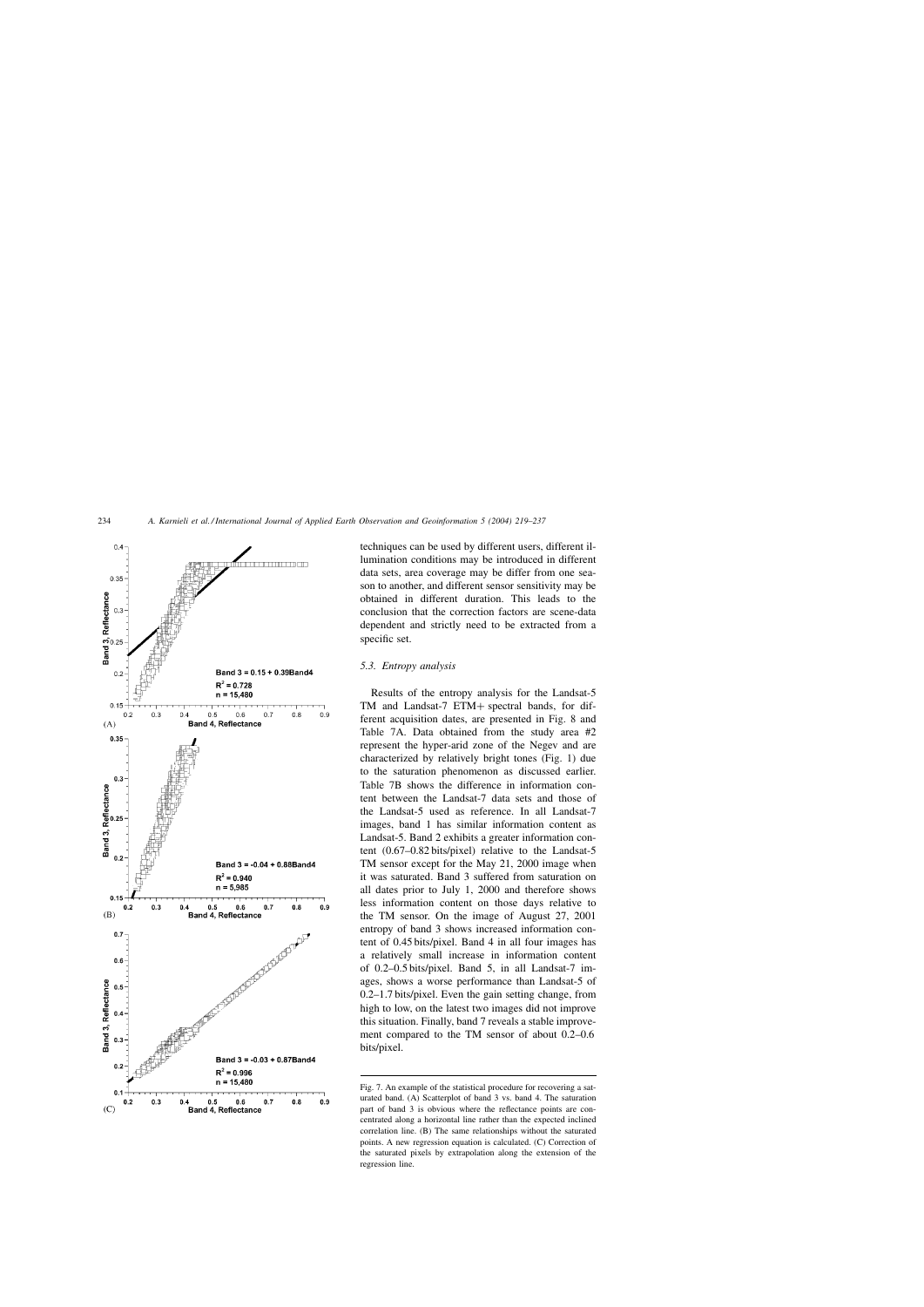techniques can be used by different users, different illumination conditions may be introduced in different data sets, area coverage may be differ from one season to another, and different sensor sensitivity may be obtained in different duration. This leads to the conclusion that the correction factors are scene-data dependent and strictly need to be extracted from a specific set.

### 5.3. Entropy analysis

Results of the entropy analysis for the Landsat-5 TM and Landsat-7 ETM+ spectral bands, for different acquisition dates, are presented in Fig. 8 and Table 7A. Data obtained from the study area #2 represent the hyper-arid zone of the Negev and are characterized by relatively bright tones (Fig. 1) due to the saturation phenomenon as discussed earlier. Table 7B shows the difference in information content between the Landsat-7 data sets and those of the Landsat-5 used as reference. In all Landsat-7 images, band 1 has similar information content as Landsat-5. Band 2 exhibits a greater information content (0.67–0.82 bits/pixel) relative to the Landsat-5 TM sensor except for the May 21, 2000 image when it was saturated. Band 3 suffered from saturation on all dates prior to July 1, 2000 and therefore shows less information content on those days relative to the TM sensor. On the image of August 27, 2001 entropy of band 3 shows increased information content of 0.45 bits/pixel. Band 4 in all four images has a relatively small increase in information content of 0.2–0.5 bits/pixel. Band 5, in all Landsat-7 images, shows a worse performance than Landsat-5 of 0.2–1.7 bits/pixel. Even the gain setting change, from high to low, on the latest two images did not improve this situation. Finally, band 7 reveals a stable improvement compared to the TM sensor of about 0.2–0.6 bits/pixel.

Fig. 7. An example of the statistical procedure for recovering a saturated band. (A) Scatterplot of band 3 vs. band 4. The saturation part of band 3 is obvious where the reflectance points are concentrated along a horizontal line rather than the expected inclined correlation line. (B) The same relationships without the saturated points. A new regression equation is calculated. (C) Correction of the saturated pixels by extrapolation along the extension of the regression line.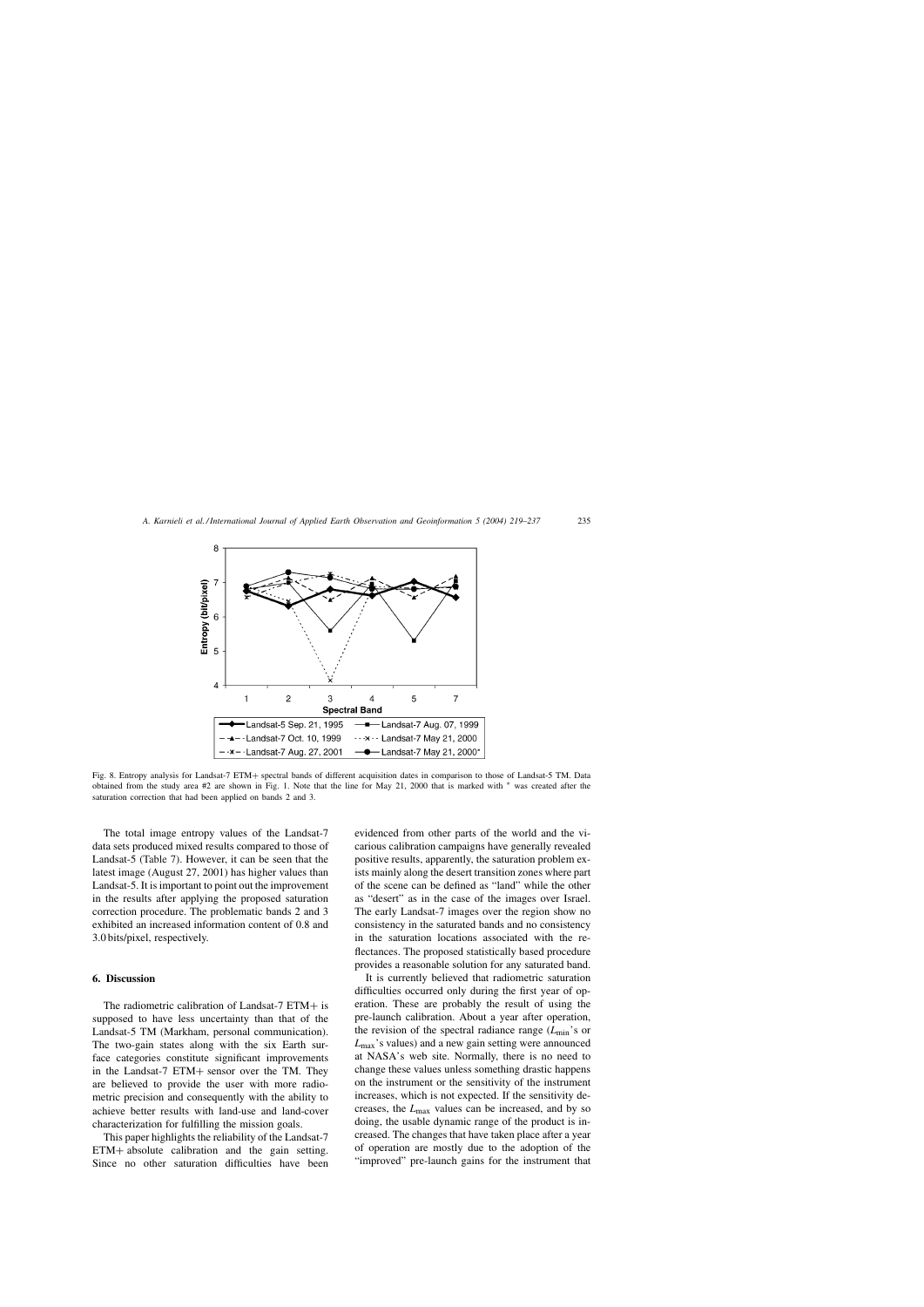Fig. 8. Entropy analysis for Landsat-7 ETM+ spectral bands of different acquisition dates in comparison to those of Landsat-5 TM. Data obtained from the study area #2 are shown in Fig. 1. Note that the line for May 21, 2000 that is marked with * was created after the saturation correction that had been applied on bands 2 and 3.

The total image entropy values of the Landsat-7 data sets produced mixed results compared to those of Landsat-5 (Table 7). However, it can be seen that the latest image (August 27, 2001) has higher values than Landsat-5. It is important to point out the improvement in the results after applying the proposed saturation correction procedure. The problematic bands 2 and 3 exhibited an increased information content of 0.8 and 3.0 bits/pixel, respectively.

## 6. Discussion

The radiometric calibration of Landsat-7 ETM+ is supposed to have less uncertainty than that of the Landsat-5 TM (Markham, personal communication). The two-gain states along with the six Earth surface categories constitute significant improvements in the Landsat-7 ETM+ sensor over the TM. They are believed to provide the user with more radiometric precision and consequently with the ability to achieve better results with land-use and land-cover characterization for fulfilling the mission goals.

This paper highlights the reliability of the Landsat-7 ETM+ absolute calibration and the gain setting. Since no other saturation difficulties have been evidenced from other parts of the world and the vicarious calibration campaigns have generally revealed positive results, apparently, the saturation problem exists mainly along the desert transition zones where part of the scene can be defined as "land" while the other as "desert" as in the case of the images over Israel. The early Landsat-7 images over the region show no consistency in the saturated bands and no consistency in the saturation locations associated with the reflectances. The proposed statistically based procedure provides a reasonable solution for any saturated band.

It is currently believed that radiometric saturation difficulties occurred only during the first year of operation. These are probably the result of using the pre-launch calibration. About a year after operation, the revision of the spectral radiance range ($L_{min}$'s or $L_{max}$'s values) and a new gain setting were announced at NASA's web site. Normally, there is no need to change these values unless something drastic happens on the instrument or the sensitivity of the instrument increases, which is not expected. If the sensitivity decreases, the $L_{max}$ values can be increased, and by so doing, the usable dynamic range of the product is increased. The changes that have taken place after a year of operation are mostly due to the adoption of the "improved" pre-launch gains for the instrument that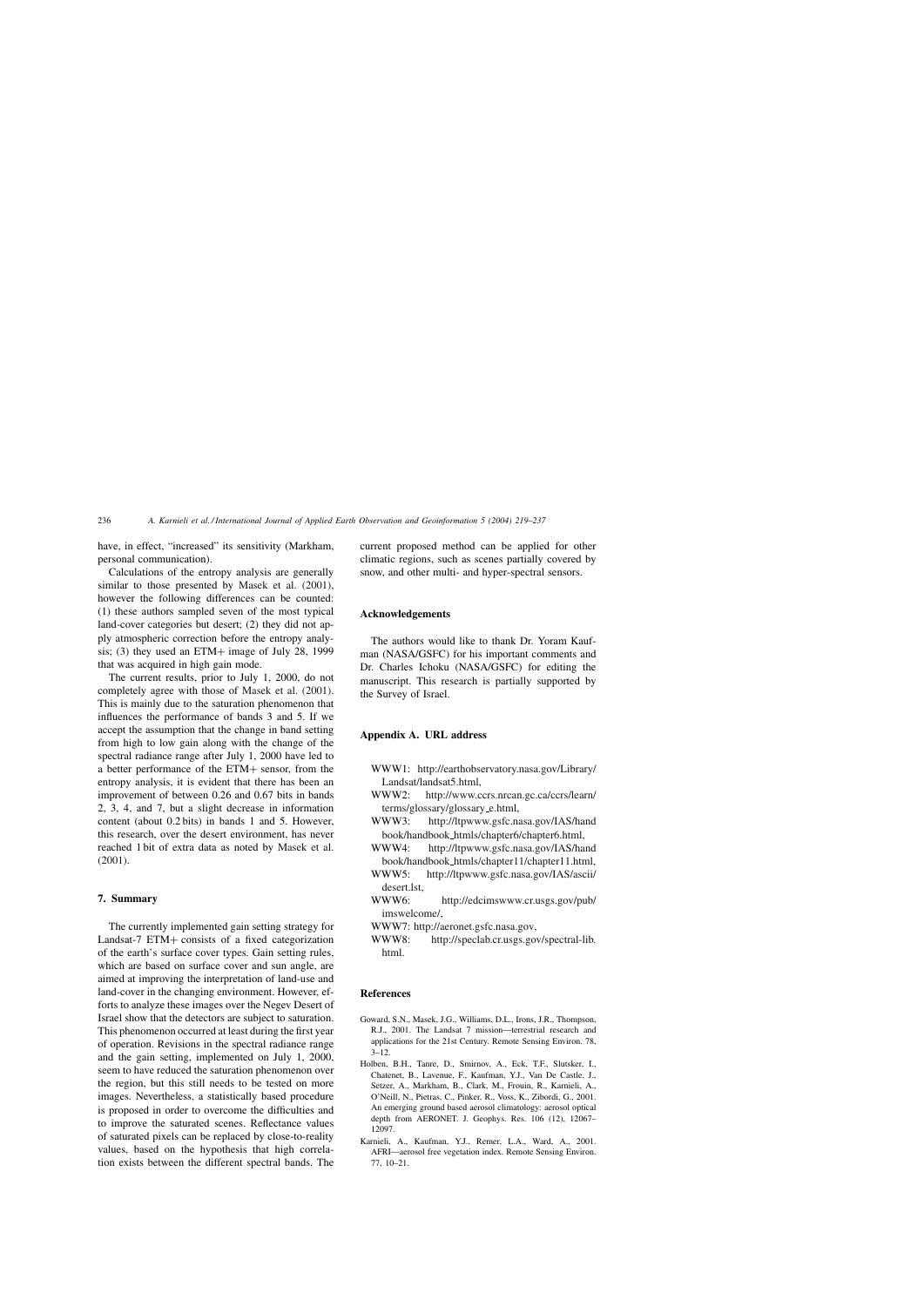have, in effect, "increased" its sensitivity (Markham, personal communication).

Calculations of the entropy analysis are generally similar to those presented by Masek et al. (2001), however the following differences can be counted: (1) these authors sampled seven of the most typical land-cover categories but desert; (2) they did not apply atmospheric correction before the entropy analysis; (3) they used an ETM+ image of July 28, 1999 that was acquired in high gain mode.

The current results, prior to July 1, 2000, do not completely agree with those of Masek et al. (2001). This is mainly due to the saturation phenomenon that influences the performance of bands 3 and 5. If we accept the assumption that the change in band setting from high to low gain along with the change of the spectral radiance range after July 1, 2000 have led to a better performance of the ETM+ sensor, from the entropy analysis, it is evident that there has been an improvement of between 0.26 and 0.67 bits in bands 2, 3, 4, and 7, but a slight decrease in information content (about 0.2 bits) in bands 1 and 5. However, this research, over the desert environment, has never reached 1 bit of extra data as noted by Masek et al. (2001).

## 7. Summary

The currently implemented gain setting strategy for Landsat-7 ETM+ consists of a fixed categorization of the earth's surface cover types. Gain setting rules, which are based on surface cover and sun angle, are aimed at improving the interpretation of land-use and land-cover in the changing environment. However, efforts to analyze these images over the Negev Desert of Israel show that the detectors are subject to saturation. This phenomenon occurred at least during the first year of operation. Revisions in the spectral radiance range and the gain setting, implemented on July 1, 2000, seem to have reduced the saturation phenomenon over the region, but this still needs to be tested on more images. Nevertheless, a statistically based procedure is proposed in order to overcome the difficulties and to improve the saturated scenes. Reflectance values of saturated pixels can be replaced by close-to-reality values, based on the hypothesis that high correlation exists between the different spectral bands. The current proposed method can be applied for other climatic regions, such as scenes partially covered by snow, and other multi- and hyper-spectral sensors.

## Acknowledgements

The authors would like to thank Dr. Yoram Kaufman (NASA/GSFC) for his important comments and Dr. Charles Ichoku (NASA/GSFC) for editing the manuscript. This research is partially supported by the Survey of Israel.

## Appendix A. URL address

WWW1: http://earthobservatory.nasa.gov/Library/Landsat/landsat5.html,
WWW2: http://www.ccrs.nrcan.gc.ca/ccrs/learn/terms/glossary/glossary_e.html,
WWW3: http://ltpwww.gsfc.nasa.gov/IAS/handbook/handbook_htmls/chapter6/chapter6.html,
WWW4: http://ltpwww.gsfc.nasa.gov/IAS/handbook/handbook_htmls/chapter11/chapter11.html,
WWW5: http://ltpwww.gsfc.nasa.gov/IAS/ascii/desert.lst,
WWW6: http://edcimswww.cr.usgs.gov/pub/imswelcome/,
WWW7: http://aeronet.gsfc.nasa.gov,
WWW8: http://speclab.cr.usgs.gov/spectral-lib.html.

## References

Goward, S.N., Masek, J.G., Williams, D.L., Irons, J.R., Thompson, R.J., 2001. The Landsat 7 mission—terrestrial research and applications for the 21st Century. Remote Sensing Environ. 78, 3–12.

Holben, B.H., Tanre, D., Smirnov, A., Eck, T.F., Slutsker, I., Chatenet, B., Lavenue, F., Kaufman, Y.J., Van De Castle, J., Setzer, A., Markham, B., Clark, M., Frouin, R., Karnieli, A., O'Neill, N., Pietras, C., Pinker, R., Voss, K., Zibordi, G., 2001. An emerging ground based aerosol climatology: aerosol optical depth from AERONET. J. Geophys. Res. 106 (12), 12067–12097.

Karnieli, A., Kaufman, Y.J., Remer, L.A., Ward, A., 2001. AFRI—aerosol free vegetation index. Remote Sensing Environ. 77, 10–21.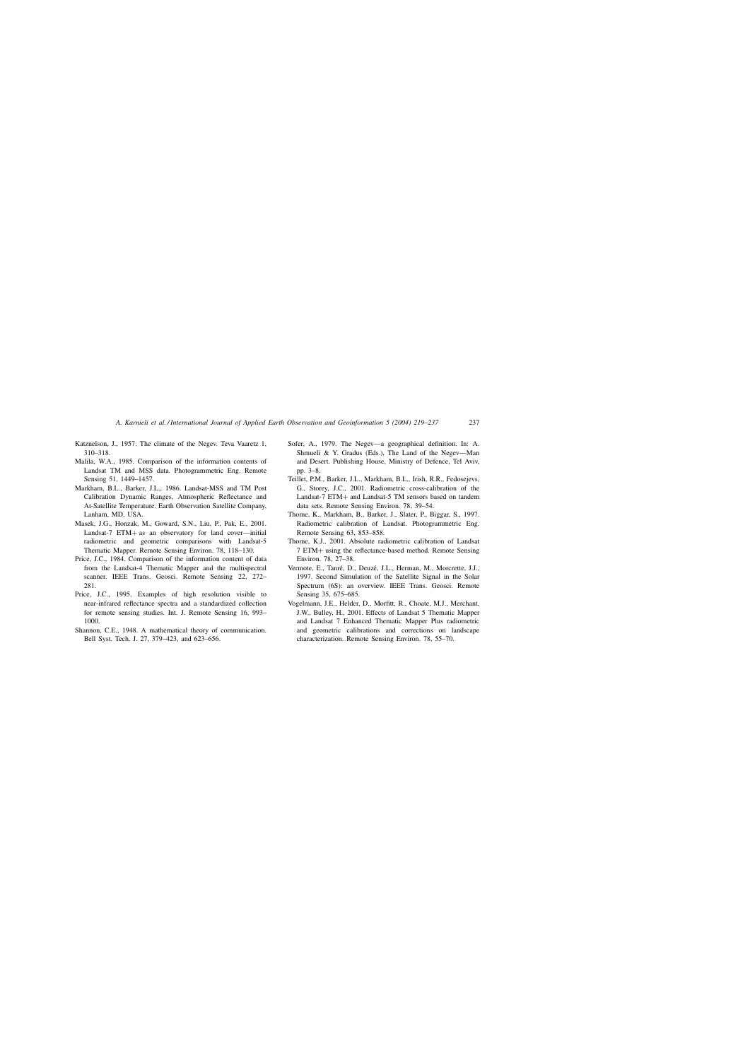Katznelson, J., 1957. The climate of the Negev. Teva Vaaretz 1, 310–318.

Malila, W.A., 1985. Comparison of the information contents of Landsat TM and MSS data. Photogrammetric Eng. Remote Sensing 51, 1449–1457.

Markham, B.L., Barker, J.L., 1986. Landsat-MSS and TM Post Calibration Dynamic Ranges, Atmospheric Reflectance and At-Satellite Temperature. Earth Observation Satellite Company, Lanham, MD, USA.

Masek, J.G., Honzak, M., Goward, S.N., Liu, P., Pak, E., 2001. Landsat-7 ETM+ as an observatory for land cover—initial radiometric and geometric comparisons with Landsat-5 Thematic Mapper. Remote Sensing Environ. 78, 118–130.

Price, J.C., 1984. Comparison of the information content of data from the Landsat-4 Thematic Mapper and the multispectral scanner. IEEE Trans. Geosci. Remote Sensing 22, 272–281.

Price, J.C., 1995. Examples of high resolution visible to near-infrared reflectance spectra and a standardized collection for remote sensing studies. Int. J. Remote Sensing 16, 993–1000.

Shannon, C.E., 1948. A mathematical theory of communication. Bell Syst. Tech. J. 27, 379–423, and 623–656.

Sofer, A., 1979. The Negev—a geographical definition. In: A. Shmueli & Y. Gradus (Eds.), The Land of the Negev—Man and Desert. Publishing House, Ministry of Defence, Tel Aviv, pp. 3–8.

Teillet, P.M., Barker, J.L., Markham, B.L., Irish, R.R., Fedosejevs, G., Storey, J.C., 2001. Radiometric cross-calibration of the Landsat-7 ETM+ and Landsat-5 TM sensors based on tandem data sets. Remote Sensing Environ. 78, 39–54.

Thome, K., Markham, B., Barker, J., Slater, P., Biggar, S., 1997. Radiometric calibration of Landsat. Photogrammetric Eng. Remote Sensing 63, 853–858.

Thome, K.J., 2001. Absolute radiometric calibration of Landsat 7 ETM+ using the reflectance-based method. Remote Sensing Environ. 78, 27–38.

Vermote, E., Tanré, D., Deuzé, J.L., Herman, M., Morcrette, J.J., 1997. Second Simulation of the Satellite Signal in the Solar Spectrum (6S): an overview. IEEE Trans. Geosci. Remote Sensing 35, 675–685.

Vogelmann, J.E., Helder, D., Morfitt, R., Choate, M.J., Merchant, J.W., Bulley, H., 2001. Effects of Landsat 5 Thematic Mapper and Landsat 7 Enhanced Thematic Mapper Plus radiometric and geometric calibrations and corrections on landscape characterization. Remote Sensing Environ. 78, 55–70.